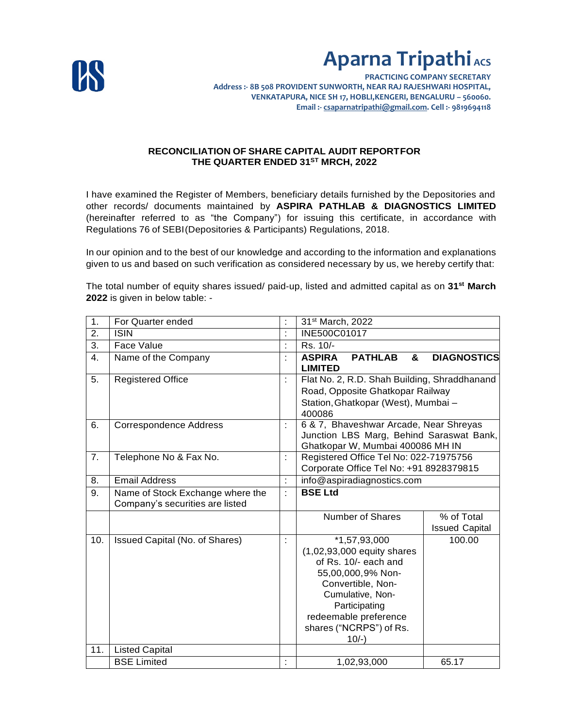# Aparna Tripathi ACS

**PRACTICING COMPANY SECRETARY**
**Address :- 8B 508 PROVIDENT SUNWORTH, NEAR RAJ RAJESHWARI HOSPITAL, VENKATAPURA, NICE SH 17, HOBLI,KENGERI, BENGALURU – 560060.**
**Email :- csaparnatripathi@gmail.com. Cell :- 9819694118**

**RECONCILIATION OF SHARE CAPITAL AUDIT REPORTFOR THE QUARTER ENDED 31ST MRCH, 2022**

I have examined the Register of Members, beneficiary details furnished by the Depositories and other records/ documents maintained by **ASPIRA PATHLAB & DIAGNOSTICS LIMITED** (hereinafter referred to as "the Company") for issuing this certificate, in accordance with Regulations 76 of SEBI(Depositories & Participants) Regulations, 2018.

In our opinion and to the best of our knowledge and according to the information and explanations given to us and based on such verification as considered necessary by us, we hereby certify that:

The total number of equity shares issued/ paid-up, listed and admitted capital as on **31st March 2022** is given in below table: -

| | | | | |
|---|---|---|---|---|
| 1. | For Quarter ended | : | 31st March, 2022 | |
| 2. | ISIN | : | INE500C01017 | |
| 3. | Face Value | : | Rs. 10/- | |
| 4. | Name of the Company | : | **ASPIRA PATHLAB & DIAGNOSTICS LIMITED** | |
| 5. | Registered Office | : | Flat No. 2, R.D. Shah Building, Shraddhanand Road, Opposite Ghatkopar Railway Station, Ghatkopar (West), Mumbai – 400086 | |
| 6. | Correspondence Address | : | 6 & 7, Bhaveshwar Arcade, Near Shreyas Junction LBS Marg, Behind Saraswat Bank, Ghatkopar W, Mumbai 400086 MH IN | |
| 7. | Telephone No & Fax No. | : | Registered Office Tel No: 022-71975756<br>Corporate Office Tel No: +91 8928379815 | |
| 8. | Email Address | : | info@aspiradiagnostics.com | |
| 9. | Name of Stock Exchange where the Company's securities are listed | : | **BSE Ltd** | |
| | | | Number of Shares | % of Total Issued Capital |
| 10. | Issued Capital (No. of Shares) | : | *1,57,93,000 (1,02,93,000 equity shares of Rs. 10/- each and 55,00,000, 9% Non-Convertible, Non-Cumulative, Non-Participating redeemable preference shares ("NCRPS") of Rs. 10/-) | 100.00 |
| 11. | Listed Capital | | | |
| | BSE Limited | : | 1,02,93,000 | 65.17 |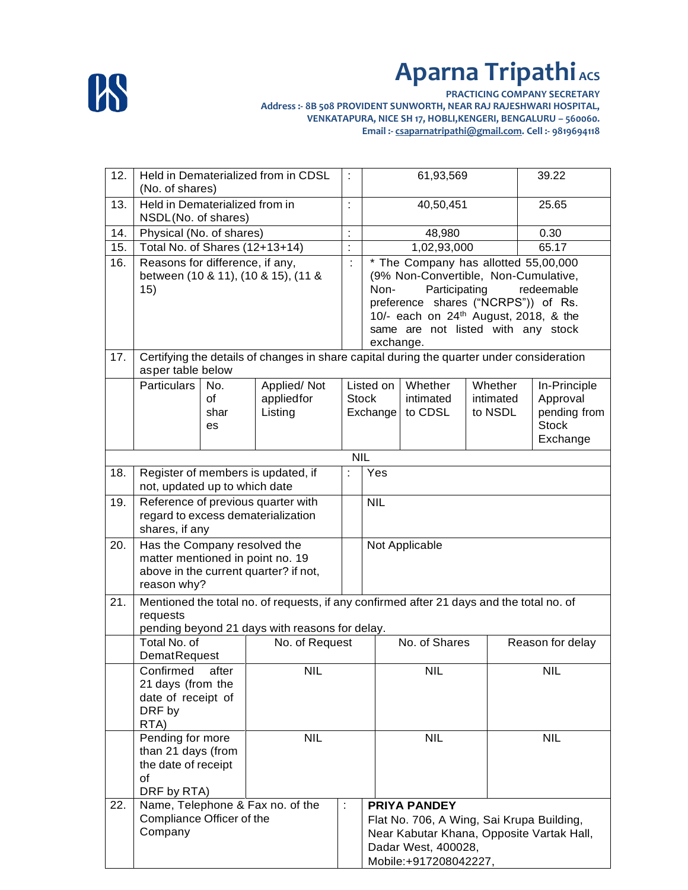# Aparna Tripathi ACS

**PRACTICING COMPANY SECRETARY**
**Address :- 8B 508 PROVIDENT SUNWORTH, NEAR RAJ RAJESHWARI HOSPITAL, VENKATAPURA, NICE SH 17, HOBLI,KENGERI, BENGALURU – 560060.**
**Email :- csaparnatripathi@gmail.com. Cell :- 9819694118**

| | | | | |
|---|---|---|---|---|
| 12. | Held in Dematerialized from in CDSL (No. of shares) | : | 61,93,569 | 39.22 |
| 13. | Held in Dematerialized from in NSDL(No. of shares) | : | 40,50,451 | 25.65 |
| 14. | Physical (No. of shares) | : | 48,980 | 0.30 |
| 15. | Total No. of Shares (12+13+14) | : | 1,02,93,000 | 65.17 |
| 16. | Reasons for difference, if any, between (10 & 11), (10 & 15), (11 & 15) | : | * The Company has allotted 55,00,000 (9% Non-Convertible, Non-Cumulative, Non- Participating redeemable preference shares ("NCRPS")) of Rs. 10/- each on 24th August, 2018, & the same are not listed with any stock exchange. | |
| 17. | Certifying the details of changes in share capital during the quarter under consideration asper table below | | | |

| Particulars | No. of shares | Applied/ Not appliedfor Listing | Listed on Stock Exchange | Whether intimated to CDSL | Whether intimated to NSDL | In-Principle Approval pending from Stock Exchange |
|---|---|---|---|---|---|---|
| NIL | | | | | | |

| | | | |
|---|---|---|---|
| 18. | Register of members is updated, if not, updated up to which date | : | Yes |
| 19. | Reference of previous quarter with regard to excess dematerialization shares, if any | | NIL |
| 20. | Has the Company resolved the matter mentioned in point no. 19 above in the current quarter? if not, reason why? | | Not Applicable |
| 21. | Mentioned the total no. of requests, if any confirmed after 21 days and the total no. of requests pending beyond 21 days with reasons for delay. | | |

| Total No. of DematRequest | No. of Request | No. of Shares | Reason for delay |
|---|---|---|---|
| Confirmed after 21 days (from the date of receipt of DRF by RTA) | NIL | NIL | NIL |
| Pending for more than 21 days (from the date of receipt of DRF by RTA) | NIL | NIL | NIL |

| | | | |
|---|---|---|---|
| 22. | Name, Telephone & Fax no. of the Compliance Officer of the Company | : | **PRIYA PANDEY**<br>Flat No. 706, A Wing, Sai Krupa Building, Near Kabutar Khana, Opposite Vartak Hall, Dadar West, 400028, Mobile:+917208042227, |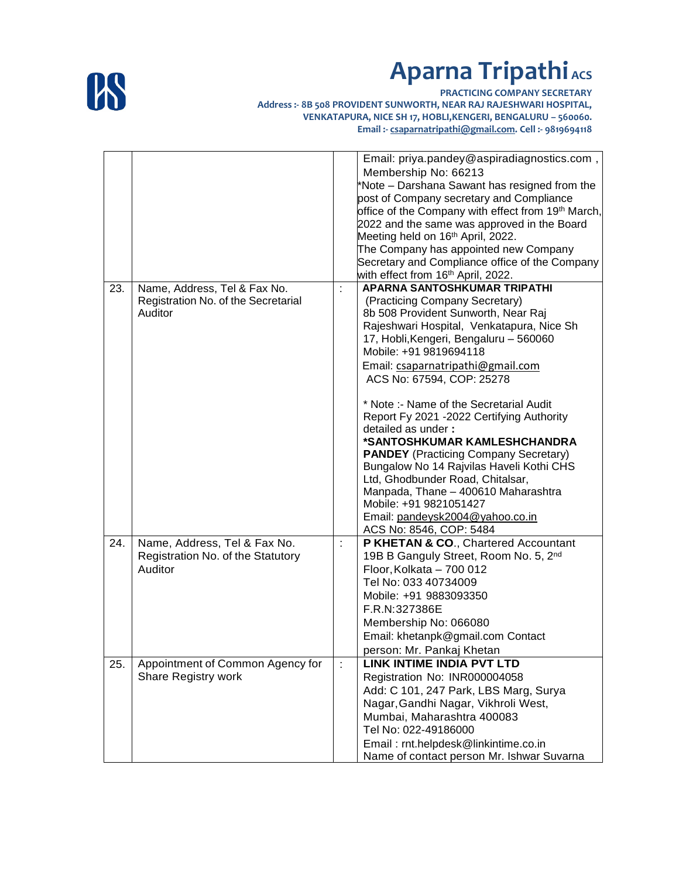# Aparna Tripathi ACS

**PRACTICING COMPANY SECRETARY**
**Address :- 8B 508 PROVIDENT SUNWORTH, NEAR RAJ RAJESHWARI HOSPITAL, VENKATAPURA, NICE SH 17, HOBLI,KENGERI, BENGALURU – 560060.**
**Email :- csaparnatripathi@gmail.com. Cell :- 9819694118**

| | | | |
|---|---|---|---|
| | | | Email: priya.pandey@aspiradiagnostics.com , Membership No: 66213<br>*Note – Darshana Sawant has resigned from the post of Company secretary and Compliance office of the Company with effect from 19th March, 2022 and the same was approved in the Board Meeting held on 16th April, 2022.<br>The Company has appointed new Company Secretary and Compliance office of the Company with effect from 16th April, 2022. |
| 23. | Name, Address, Tel & Fax No. Registration No. of the Secretarial Auditor | : | **APARNA SANTOSHKUMAR TRIPATHI**<br>(Practicing Company Secretary)<br>8b 508 Provident Sunworth, Near Raj Rajeshwari Hospital, Venkatapura, Nice Sh 17, Hobli,Kengeri, Bengaluru – 560060<br>Mobile: +91 9819694118<br>Email: csaparnatripathi@gmail.com<br>ACS No: 67594, COP: 25278<br><br>* Note :- Name of the Secretarial Audit Report Fy 2021 -2022 Certifying Authority detailed as under **:**<br>***SANTOSHKUMAR KAMLESHCHANDRA PANDEY** (Practicing Company Secretary)<br>Bungalow No 14 Rajvilas Haveli Kothi CHS Ltd, Ghodbunder Road, Chitalsar, Manpada, Thane – 400610 Maharashtra<br>Mobile: +91 9821051427<br>Email: pandeysk2004@yahoo.co.in<br>ACS No: 8546, COP: 5484 |
| 24. | Name, Address, Tel & Fax No. Registration No. of the Statutory Auditor | : | **P KHETAN & CO**., Chartered Accountant<br>19B B Ganguly Street, Room No. 5, 2nd Floor,Kolkata – 700 012<br>Tel No: 033 40734009<br>Mobile: +91 9883093350<br>F.R.N:327386E<br>Membership No: 066080<br>Email: khetanpk@gmail.com Contact person: Mr. Pankaj Khetan |
| 25. | Appointment of Common Agency for Share Registry work | : | **LINK INTIME INDIA PVT LTD**<br>Registration No: INR000004058<br>Add: C 101, 247 Park, LBS Marg, Surya Nagar,Gandhi Nagar, Vikhroli West, Mumbai, Maharashtra 400083<br>Tel No: 022-49186000<br>Email : rnt.helpdesk@linkintime.co.in<br>Name of contact person Mr. Ishwar Suvarna |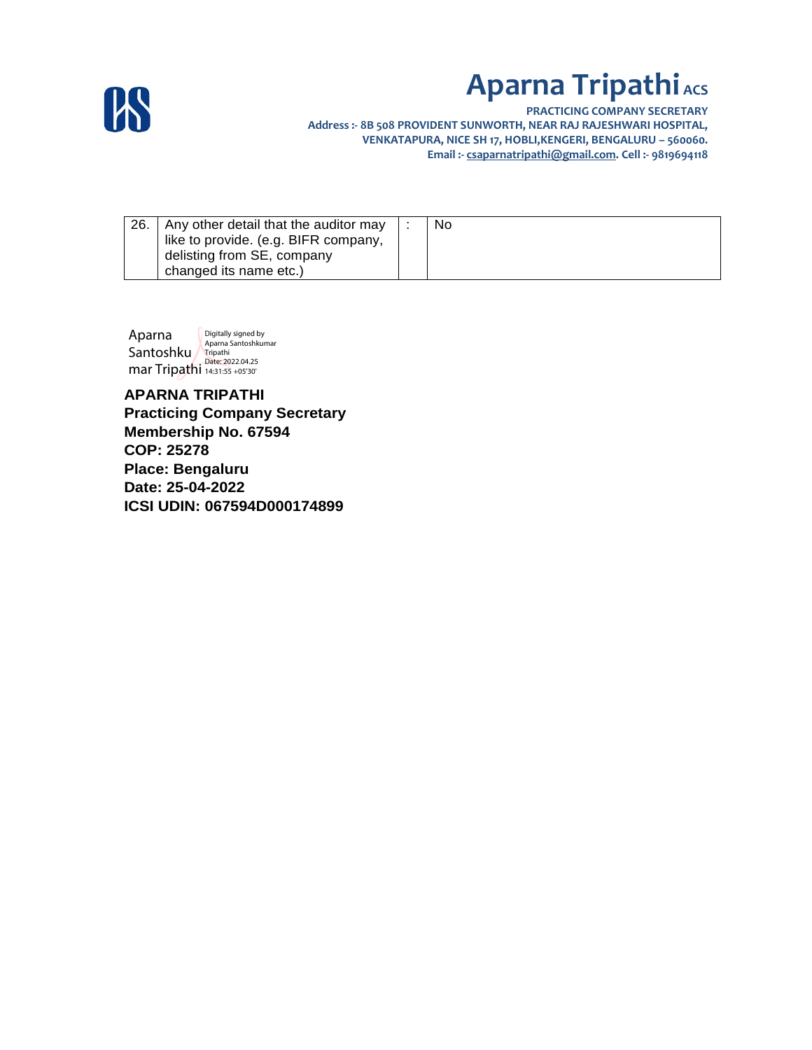# Aparna Tripathi ACS

**PRACTICING COMPANY SECRETARY**
**Address :- 8B 508 PROVIDENT SUNWORTH, NEAR RAJ RAJESHWARI HOSPITAL, VENKATAPURA, NICE SH 17, HOBLI,KENGERI, BENGALURU – 560060.**
**Email :- csaparnatripathi@gmail.com. Cell :- 9819694118**

| | | | |
|---|---|---|---|
| 26. | Any other detail that the auditor may like to provide. (e.g. BIFR company, delisting from SE, company changed its name etc.) | : | No |

Aparna Santoshkumar Tripathi
Digitally signed by Aparna Santoshkumar Tripathi
Date: 2022.04.25 14:31:55 +05'30'

**APARNA TRIPATHI**
**Practicing Company Secretary**
**Membership No. 67594**
**COP: 25278**
**Place: Bengaluru**
**Date: 25-04-2022**
**ICSI UDIN: 067594D000174899**